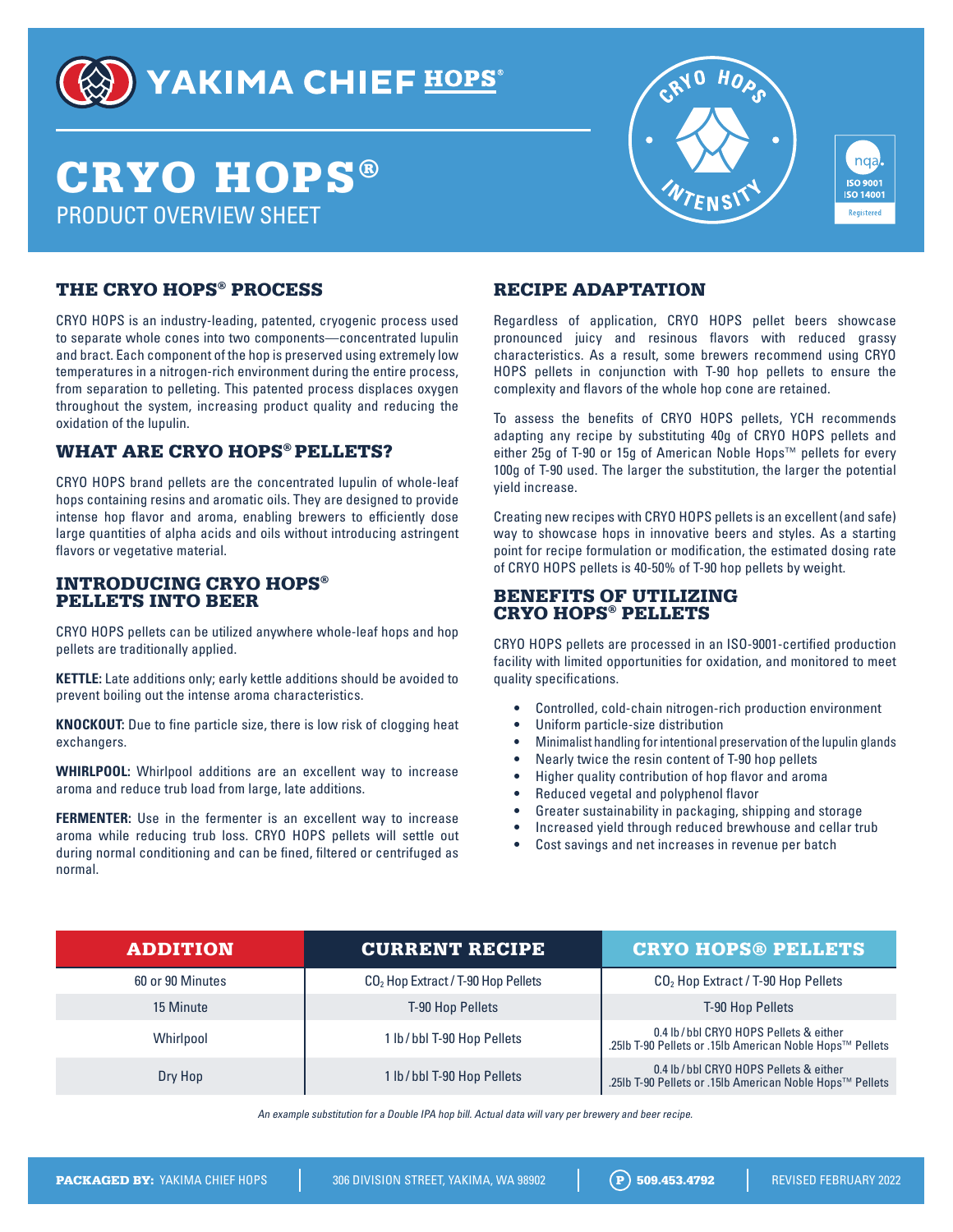YAKIMA CHIEF HOPS®

# CRYO HOPS®

PRODUCT OVERVIEW SHEET

## THE CRYO HOPS® PROCESS

CRYO HOPS is an industry-leading, patented, cryogenic process used to separate whole cones into two components—concentrated lupulin and bract. Each component of the hop is preserved using extremely low temperatures in a nitrogen-rich environment during the entire process, from separation to pelleting. This patented process displaces oxygen throughout the system, increasing product quality and reducing the oxidation of the lupulin.

## WHAT ARE CRYO HOPS® PELLETS?

CRYO HOPS brand pellets are the concentrated lupulin of whole-leaf hops containing resins and aromatic oils. They are designed to provide intense hop flavor and aroma, enabling brewers to efficiently dose large quantities of alpha acids and oils without introducing astringent flavors or vegetative material.

## INTRODUCING CRYO HOPS® PELLETS INTO BEER

CRYO HOPS pellets can be utilized anywhere whole-leaf hops and hop pellets are traditionally applied.

**KETTLE:** Late additions only; early kettle additions should be avoided to prevent boiling out the intense aroma characteristics.

**KNOCKOUT:** Due to fine particle size, there is low risk of clogging heat exchangers.

**WHIRLPOOL:** Whirlpool additions are an excellent way to increase aroma and reduce trub load from large, late additions.

**FERMENTER:** Use in the fermenter is an excellent way to increase aroma while reducing trub loss. CRYO HOPS pellets will settle out during normal conditioning and can be fined, filtered or centrifuged as normal.

## RECIPE ADAPTATION

Regardless of application, CRYO HOPS pellet beers showcase pronounced juicy and resinous flavors with reduced grassy characteristics. As a result, some brewers recommend using CRYO HOPS pellets in conjunction with T-90 hop pellets to ensure the complexity and flavors of the whole hop cone are retained.

To assess the benefits of CRYO HOPS pellets, YCH recommends adapting any recipe by substituting 40g of CRYO HOPS pellets and either 25g of T-90 or 15g of American Noble Hops™ pellets for every 100g of T-90 used. The larger the substitution, the larger the potential yield increase.

Creating new recipes with CRYO HOPS pellets is an excellent (and safe) way to showcase hops in innovative beers and styles. As a starting point for recipe formulation or modification, the estimated dosing rate of CRYO HOPS pellets is 40-50% of T-90 hop pellets by weight.

## BENEFITS OF UTILIZING CRYO HOPS® PELLETS

CRYO HOPS pellets are processed in an ISO-9001-certified production facility with limited opportunities for oxidation, and monitored to meet quality specifications.

- Controlled, cold-chain nitrogen-rich production environment
- Uniform particle-size distribution
- Minimalist handling for intentional preservation of the lupulin glands
- Nearly twice the resin content of T-90 hop pellets
- Higher quality contribution of hop flavor and aroma
- Reduced vegetal and polyphenol flavor
- Greater sustainability in packaging, shipping and storage
- Increased yield through reduced brewhouse and cellar trub
- Cost savings and net increases in revenue per batch

| ADDITION | CURRENT RECIPE | CRYO HOPS® PELLETS |
|---|---|---|
| 60 or 90 Minutes | $CO_2$ Hop Extract / T-90 Hop Pellets | $CO_2$ Hop Extract / T-90 Hop Pellets |
| 15 Minute | T-90 Hop Pellets | T-90 Hop Pellets |
| Whirlpool | 1 lb / bbl T-90 Hop Pellets | 0.4 lb / bbl CRYO HOPS Pellets & either .25lb T-90 Pellets or .15lb American Noble Hops™ Pellets |
| Dry Hop | 1 lb / bbl T-90 Hop Pellets | 0.4 lb / bbl CRYO HOPS Pellets & either .25lb T-90 Pellets or .15lb American Noble Hops™ Pellets |

*An example substitution for a Double IPA hop bill. Actual data will vary per brewery and beer recipe.*

**PACKAGED BY:** YAKIMA CHIEF HOPS | 306 DIVISION STREET, YAKIMA, WA 98902 | P 509.453.4792 | REVISED FEBRUARY 2022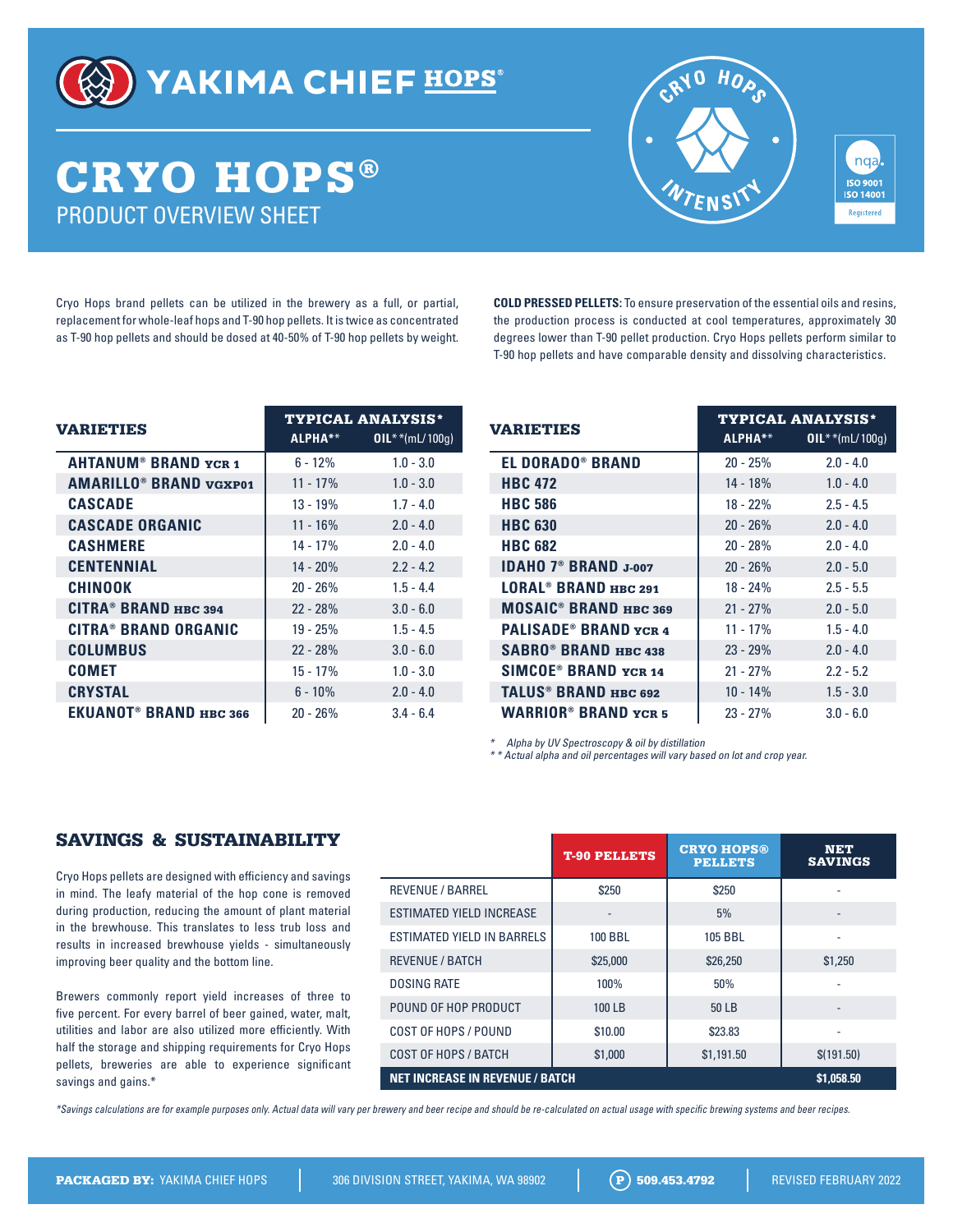# CRYO HOPS®

## PRODUCT OVERVIEW SHEET

Cryo Hops brand pellets can be utilized in the brewery as a full, or partial, replacement for whole-leaf hops and T-90 hop pellets. It is twice as concentrated as T-90 hop pellets and should be dosed at 40-50% of T-90 hop pellets by weight.

**COLD PRESSED PELLETS:** To ensure preservation of the essential oils and resins, the production process is conducted at cool temperatures, approximately 30 degrees lower than T-90 pellet production. Cryo Hops pellets perform similar to T-90 hop pellets and have comparable density and dissolving characteristics.

| VARIETIES | TYPICAL ANALYSIS* | |
|---|---|---|
| | ALPHA** | OIL**(mL/100g) |
| AHTANUM® BRAND YCR 1 | 6 - 12% | 1.0 - 3.0 |
| AMARILLO® BRAND VGXP01 | 11 - 17% | 1.0 - 3.0 |
| CASCADE | 13 - 19% | 1.7 - 4.0 |
| CASCADE ORGANIC | 11 - 16% | 2.0 - 4.0 |
| CASHMERE | 14 - 17% | 2.0 - 4.0 |
| CENTENNIAL | 14 - 20% | 2.2 - 4.2 |
| CHINOOK | 20 - 26% | 1.5 - 4.4 |
| CITRA® BRAND HBC 394 | 22 - 28% | 3.0 - 6.0 |
| CITRA® BRAND ORGANIC | 19 - 25% | 1.5 - 4.5 |
| COLUMBUS | 22 - 28% | 3.0 - 6.0 |
| COMET | 15 - 17% | 1.0 - 3.0 |
| CRYSTAL | 6 - 10% | 2.0 - 4.0 |
| EKUANOT® BRAND HBC 366 | 20 - 26% | 3.4 - 6.4 |

| VARIETIES | TYPICAL ANALYSIS* | |
|---|---|---|
| | ALPHA** | OIL**(mL/100g) |
| EL DORADO® BRAND | 20 - 25% | 2.0 - 4.0 |
| HBC 472 | 14 - 18% | 1.0 - 4.0 |
| HBC 586 | 18 - 22% | 2.5 - 4.5 |
| HBC 630 | 20 - 26% | 2.0 - 4.0 |
| HBC 682 | 20 - 28% | 2.0 - 4.0 |
| IDAHO 7® BRAND J-007 | 20 - 26% | 2.0 - 5.0 |
| LORAL® BRAND HBC 291 | 18 - 24% | 2.5 - 5.5 |
| MOSAIC® BRAND HBC 369 | 21 - 27% | 2.0 - 5.0 |
| PALISADE® BRAND YCR 4 | 11 - 17% | 1.5 - 4.0 |
| SABRO® BRAND HBC 438 | 23 - 29% | 2.0 - 4.0 |
| SIMCOE® BRAND YCR 14 | 21 - 27% | 2.2 - 5.2 |
| TALUS® BRAND HBC 692 | 10 - 14% | 1.5 - 3.0 |
| WARRIOR® BRAND YCR 5 | 23 - 27% | 3.0 - 6.0 |

*\* Alpha by UV Spectroscopy & oil by distillation*
*\*\* Actual alpha and oil percentages will vary based on lot and crop year.*

## SAVINGS & SUSTAINABILITY

Cryo Hops pellets are designed with efficiency and savings in mind. The leafy material of the hop cone is removed during production, reducing the amount of plant material in the brewhouse. This translates to less trub loss and results in increased brewhouse yields - simultaneously improving beer quality and the bottom line.

Brewers commonly report yield increases of three to five percent. For every barrel of beer gained, water, malt, utilities and labor are also utilized more efficiently. With half the storage and shipping requirements for Cryo Hops pellets, breweries are able to experience significant savings and gains.*

| | T-90 PELLETS | CRYO HOPS® PELLETS | NET SAVINGS |
|---|---|---|---|
| REVENUE / BARREL | $250 | $250 | - |
| ESTIMATED YIELD INCREASE | - | 5% | - |
| ESTIMATED YIELD IN BARRELS | 100 BBL | 105 BBL | - |
| REVENUE / BATCH | $25,000 | $26,250 | $1,250 |
| DOSING RATE | 100% | 50% | - |
| POUND OF HOP PRODUCT | 100 LB | 50 LB | - |
| COST OF HOPS / POUND | $10.00 | $23.83 | - |
| COST OF HOPS / BATCH | $1,000 | $1,191.50 | $(191.50) |
| **NET INCREASE IN REVENUE / BATCH** | | | **$1,058.50** |

*\*Savings calculations are for example purposes only. Actual data will vary per brewery and beer recipe and should be re-calculated on actual usage with specific brewing systems and beer recipes.*

**PACKAGED BY:** YAKIMA CHIEF HOPS | 306 DIVISION STREET, YAKIMA, WA 98902 | P 509.453.4792 | REVISED FEBRUARY 2022